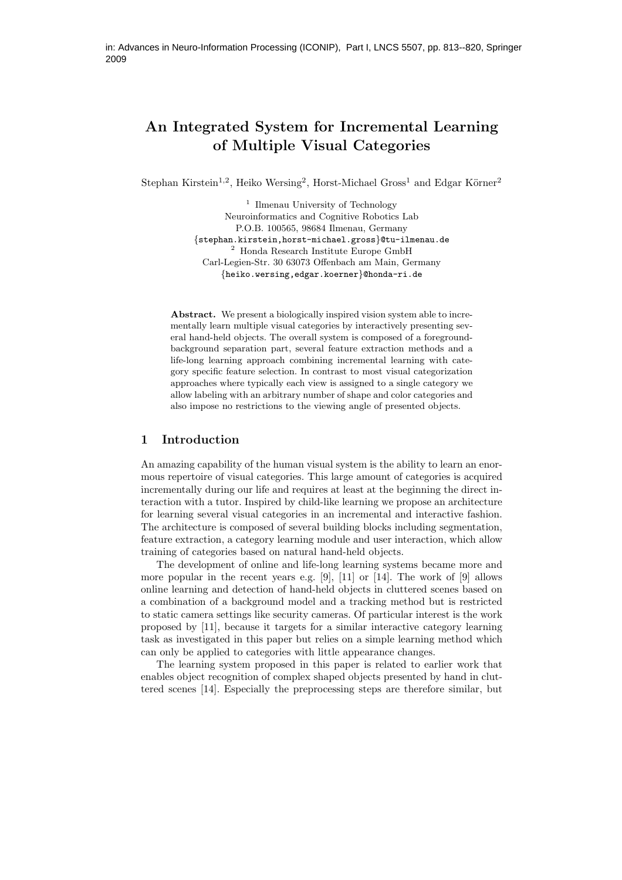in: Advances in Neuro-Information Processing (ICONIP), Part I, LNCS 5507, pp. 813--820, Springer 2009

# An Integrated System for Incremental Learning of Multiple Visual Categories

Stephan Kirstein[1,2], Heiko Wersing[2], Horst-Michael Gross[1] and Edgar Körner[2]

[1] Ilmenau University of Technology
Neuroinformatics and Cognitive Robotics Lab
P.O.B. 100565, 98684 Ilmenau, Germany
{stephan.kirstein,horst-michael.gross}@tu-ilmenau.de

[2] Honda Research Institute Europe GmbH
Carl-Legien-Str. 30 63073 Offenbach am Main, Germany
{heiko.wersing,edgar.koerner}@honda-ri.de

**Abstract.** We present a biologically inspired vision system able to incrementally learn multiple visual categories by interactively presenting several hand-held objects. The overall system is composed of a foreground-background separation part, several feature extraction methods and a life-long learning approach combining incremental learning with category specific feature selection. In contrast to most visual categorization approaches where typically each view is assigned to a single category we allow labeling with an arbitrary number of shape and color categories and also impose no restrictions to the viewing angle of presented objects.

## 1 Introduction

An amazing capability of the human visual system is the ability to learn an enormous repertoire of visual categories. This large amount of categories is acquired incrementally during our life and requires at least at the beginning the direct interaction with a tutor. Inspired by child-like learning we propose an architecture for learning several visual categories in an incremental and interactive fashion. The architecture is composed of several building blocks including segmentation, feature extraction, a category learning module and user interaction, which allow training of categories based on natural hand-held objects.

The development of online and life-long learning systems became more and more popular in the recent years e.g. [9], [11] or [14]. The work of [9] allows online learning and detection of hand-held objects in cluttered scenes based on a combination of a background model and a tracking method but is restricted to static camera settings like security cameras. Of particular interest is the work proposed by [11], because it targets for a similar interactive category learning task as investigated in this paper but relies on a simple learning method which can only be applied to categories with little appearance changes.

The learning system proposed in this paper is related to earlier work that enables object recognition of complex shaped objects presented by hand in cluttered scenes [14]. Especially the preprocessing steps are therefore similar, but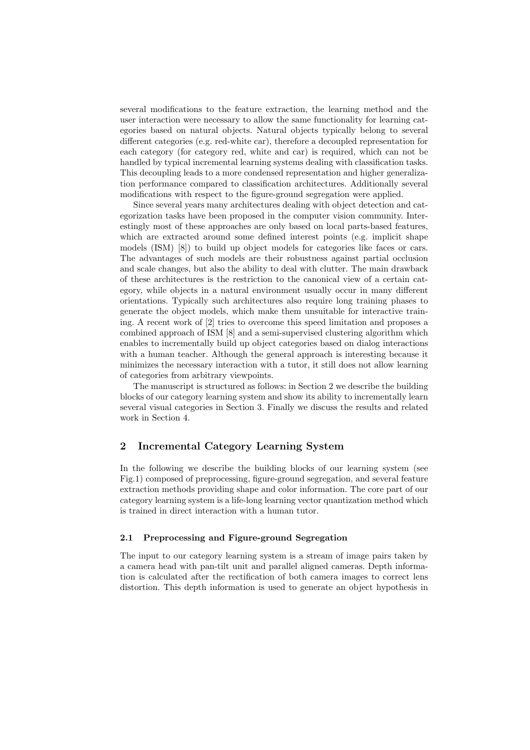several modifications to the feature extraction, the learning method and the user interaction were necessary to allow the same functionality for learning categories based on natural objects. Natural objects typically belong to several different categories (e.g. red-white car), therefore a decoupled representation for each category (for category red, white and car) is required, which can not be handled by typical incremental learning systems dealing with classification tasks. This decoupling leads to a more condensed representation and higher generalization performance compared to classification architectures. Additionally several modifications with respect to the figure-ground segregation were applied.

Since several years many architectures dealing with object detection and categorization tasks have been proposed in the computer vision community. Interestingly most of these approaches are only based on local parts-based features, which are extracted around some defined interest points (e.g. implicit shape models (ISM) [8]) to build up object models for categories like faces or cars. The advantages of such models are their robustness against partial occlusion and scale changes, but also the ability to deal with clutter. The main drawback of these architectures is the restriction to the canonical view of a certain category, while objects in a natural environment usually occur in many different orientations. Typically such architectures also require long training phases to generate the object models, which make them unsuitable for interactive training. A recent work of [2] tries to overcome this speed limitation and proposes a combined approach of ISM [8] and a semi-supervised clustering algorithm which enables to incrementally build up object categories based on dialog interactions with a human teacher. Although the general approach is interesting because it minimizes the necessary interaction with a tutor, it still does not allow learning of categories from arbitrary viewpoints.

The manuscript is structured as follows: in Section 2 we describe the building blocks of our category learning system and show its ability to incrementally learn several visual categories in Section 3. Finally we discuss the results and related work in Section 4.

## 2 Incremental Category Learning System

In the following we describe the building blocks of our learning system (see Fig.1) composed of preprocessing, figure-ground segregation, and several feature extraction methods providing shape and color information. The core part of our category learning system is a life-long learning vector quantization method which is trained in direct interaction with a human tutor.

### 2.1 Preprocessing and Figure-ground Segregation

The input to our category learning system is a stream of image pairs taken by a camera head with pan-tilt unit and parallel aligned cameras. Depth information is calculated after the rectification of both camera images to correct lens distortion. This depth information is used to generate an object hypothesis in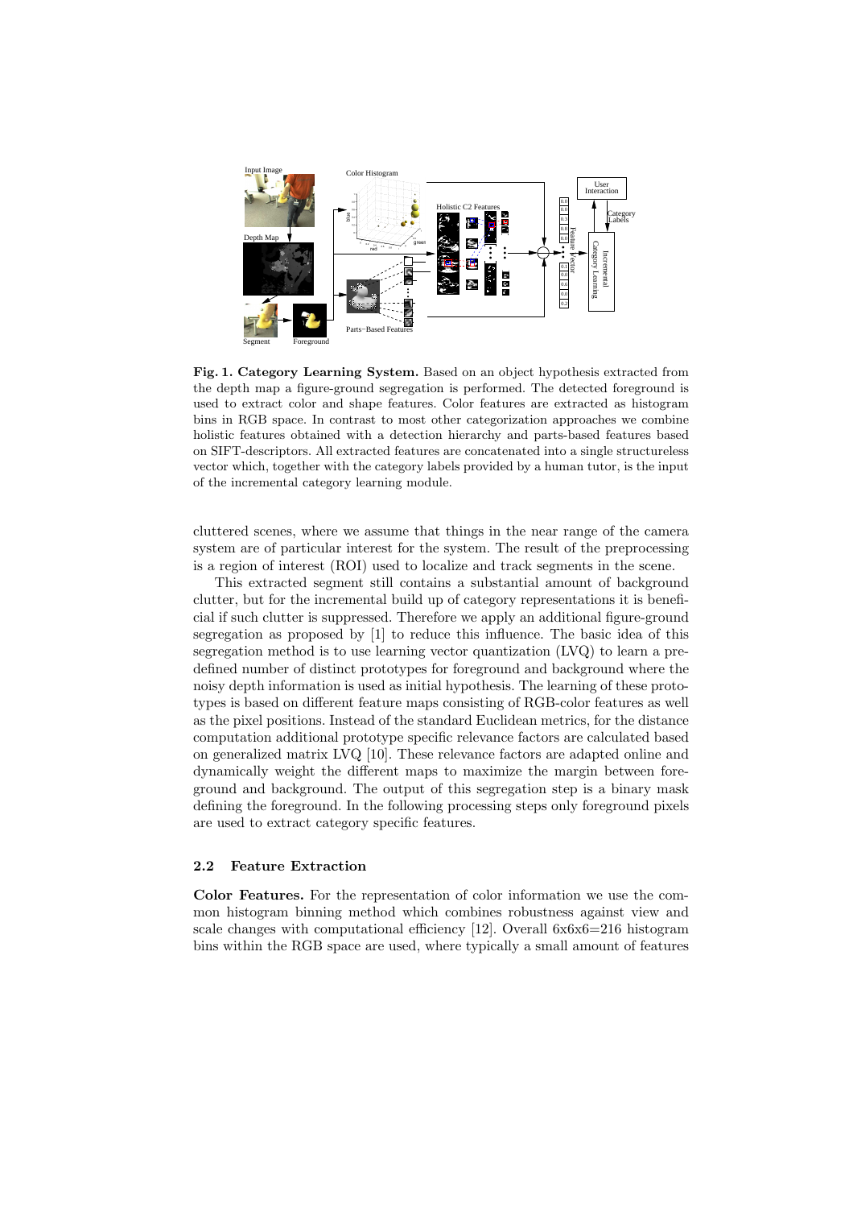Input Image

Depth Map

Segment

Foreground

Color Histogram

Holistic C2 Features

Parts−Based Features

Feature Vector

User Interaction

Category Labels

Incremental Category Learning

**Fig. 1. Category Learning System.** Based on an object hypothesis extracted from the depth map a figure-ground segregation is performed. The detected foreground is used to extract color and shape features. Color features are extracted as histogram bins in RGB space. In contrast to most other categorization approaches we combine holistic features obtained with a detection hierarchy and parts-based features based on SIFT-descriptors. All extracted features are concatenated into a single structureless vector which, together with the category labels provided by a human tutor, is the input of the incremental category learning module.

cluttered scenes, where we assume that things in the near range of the camera system are of particular interest for the system. The result of the preprocessing is a region of interest (ROI) used to localize and track segments in the scene.

This extracted segment still contains a substantial amount of background clutter, but for the incremental build up of category representations it is beneficial if such clutter is suppressed. Therefore we apply an additional figure-ground segregation as proposed by [1] to reduce this influence. The basic idea of this segregation method is to use learning vector quantization (LVQ) to learn a predefined number of distinct prototypes for foreground and background where the noisy depth information is used as initial hypothesis. The learning of these prototypes is based on different feature maps consisting of RGB-color features as well as the pixel positions. Instead of the standard Euclidean metrics, for the distance computation additional prototype specific relevance factors are calculated based on generalized matrix LVQ [10]. These relevance factors are adapted online and dynamically weight the different maps to maximize the margin between foreground and background. The output of this segregation step is a binary mask defining the foreground. In the following processing steps only foreground pixels are used to extract category specific features.

### 2.2 Feature Extraction

**Color Features.** For the representation of color information we use the common histogram binning method which combines robustness against view and scale changes with computational efficiency [12]. Overall 6x6x6=216 histogram bins within the RGB space are used, where typically a small amount of features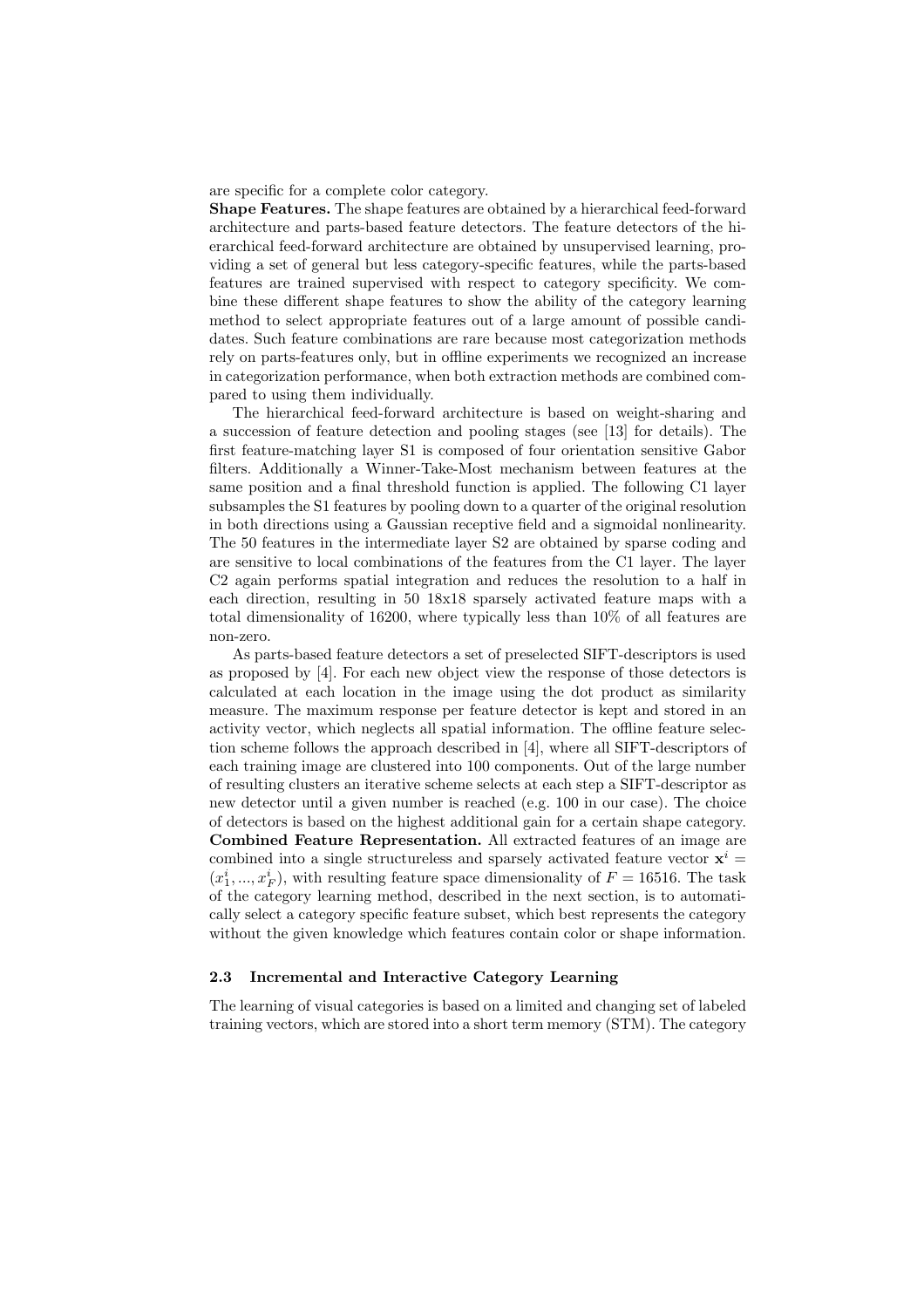are specific for a complete color category.

**Shape Features.** The shape features are obtained by a hierarchical feed-forward architecture and parts-based feature detectors. The feature detectors of the hierarchical feed-forward architecture are obtained by unsupervised learning, providing a set of general but less category-specific features, while the parts-based features are trained supervised with respect to category specificity. We combine these different shape features to show the ability of the category learning method to select appropriate features out of a large amount of possible candidates. Such feature combinations are rare because most categorization methods rely on parts-features only, but in offline experiments we recognized an increase in categorization performance, when both extraction methods are combined compared to using them individually.

The hierarchical feed-forward architecture is based on weight-sharing and a succession of feature detection and pooling stages (see [13] for details). The first feature-matching layer S1 is composed of four orientation sensitive Gabor filters. Additionally a Winner-Take-Most mechanism between features at the same position and a final threshold function is applied. The following C1 layer subsamples the S1 features by pooling down to a quarter of the original resolution in both directions using a Gaussian receptive field and a sigmoidal nonlinearity. The 50 features in the intermediate layer S2 are obtained by sparse coding and are sensitive to local combinations of the features from the C1 layer. The layer C2 again performs spatial integration and reduces the resolution to a half in each direction, resulting in 50 18x18 sparsely activated feature maps with a total dimensionality of 16200, where typically less than 10% of all features are non-zero.

As parts-based feature detectors a set of preselected SIFT-descriptors is used as proposed by [4]. For each new object view the response of those detectors is calculated at each location in the image using the dot product as similarity measure. The maximum response per feature detector is kept and stored in an activity vector, which neglects all spatial information. The offline feature selection scheme follows the approach described in [4], where all SIFT-descriptors of each training image are clustered into 100 components. Out of the large number of resulting clusters an iterative scheme selects at each step a SIFT-descriptor as new detector until a given number is reached (e.g. 100 in our case). The choice of detectors is based on the highest additional gain for a certain shape category.

**Combined Feature Representation.** All extracted features of an image are combined into a single structureless and sparsely activated feature vector $\mathbf{x}^i = (x_1^i, ..., x_F^i)$, with resulting feature space dimensionality of $F = 16516$. The task of the category learning method, described in the next section, is to automatically select a category specific feature subset, which best represents the category without the given knowledge which features contain color or shape information.

### 2.3 Incremental and Interactive Category Learning

The learning of visual categories is based on a limited and changing set of labeled training vectors, which are stored into a short term memory (STM). The category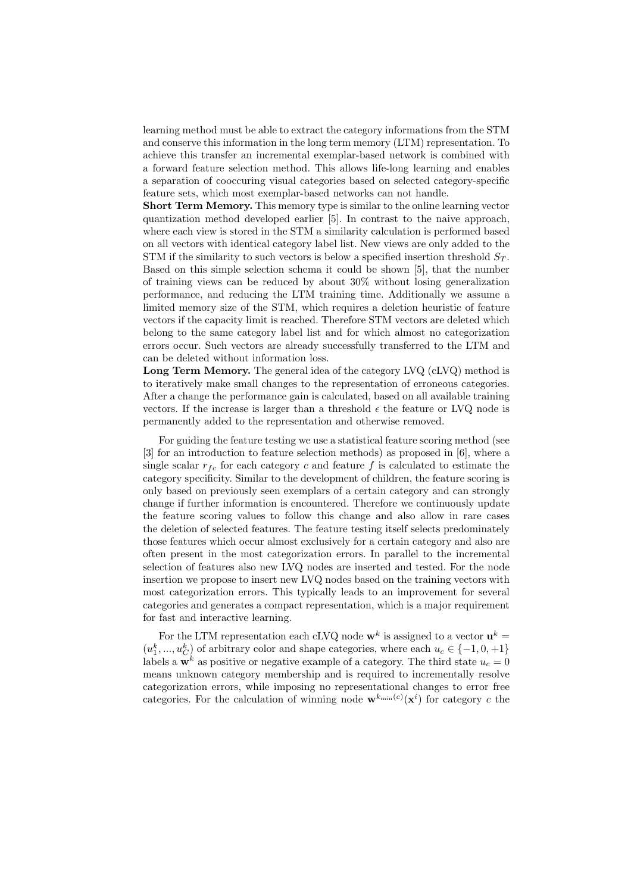learning method must be able to extract the category informations from the STM and conserve this information in the long term memory (LTM) representation. To achieve this transfer an incremental exemplar-based network is combined with a forward feature selection method. This allows life-long learning and enables a separation of cooccuring visual categories based on selected category-specific feature sets, which most exemplar-based networks can not handle.

**Short Term Memory.** This memory type is similar to the online learning vector quantization method developed earlier [5]. In contrast to the naive approach, where each view is stored in the STM a similarity calculation is performed based on all vectors with identical category label list. New views are only added to the STM if the similarity to such vectors is below a specified insertion threshold $S_T$. Based on this simple selection schema it could be shown [5], that the number of training views can be reduced by about 30% without losing generalization performance, and reducing the LTM training time. Additionally we assume a limited memory size of the STM, which requires a deletion heuristic of feature vectors if the capacity limit is reached. Therefore STM vectors are deleted which belong to the same category label list and for which almost no categorization errors occur. Such vectors are already successfully transferred to the LTM and can be deleted without information loss.

**Long Term Memory.** The general idea of the category LVQ (cLVQ) method is to iteratively make small changes to the representation of erroneous categories. After a change the performance gain is calculated, based on all available training vectors. If the increase is larger than a threshold $\epsilon$ the feature or LVQ node is permanently added to the representation and otherwise removed.

For guiding the feature testing we use a statistical feature scoring method (see [3] for an introduction to feature selection methods) as proposed in [6], where a single scalar $r_{fc}$ for each category $c$ and feature $f$ is calculated to estimate the category specificity. Similar to the development of children, the feature scoring is only based on previously seen exemplars of a certain category and can strongly change if further information is encountered. Therefore we continuously update the feature scoring values to follow this change and also allow in rare cases the deletion of selected features. The feature testing itself selects predominately those features which occur almost exclusively for a certain category and also are often present in the most categorization errors. In parallel to the incremental selection of features also new LVQ nodes are inserted and tested. For the node insertion we propose to insert new LVQ nodes based on the training vectors with most categorization errors. This typically leads to an improvement for several categories and generates a compact representation, which is a major requirement for fast and interactive learning.

For the LTM representation each cLVQ node $\mathbf{w}^k$ is assigned to a vector $\mathbf{u}^k = (u_1^k, ..., u_C^k)$ of arbitrary color and shape categories, where each $u_c \in \{-1, 0, +1\}$ labels a $\mathbf{w}^k$ as positive or negative example of a category. The third state $u_c = 0$ means unknown category membership and is required to incrementally resolve categorization errors, while imposing no representational changes to error free categories. For the calculation of winning node $\mathbf{w}^{k_{\min}(c)}(\mathbf{x}^i)$ for category $c$ the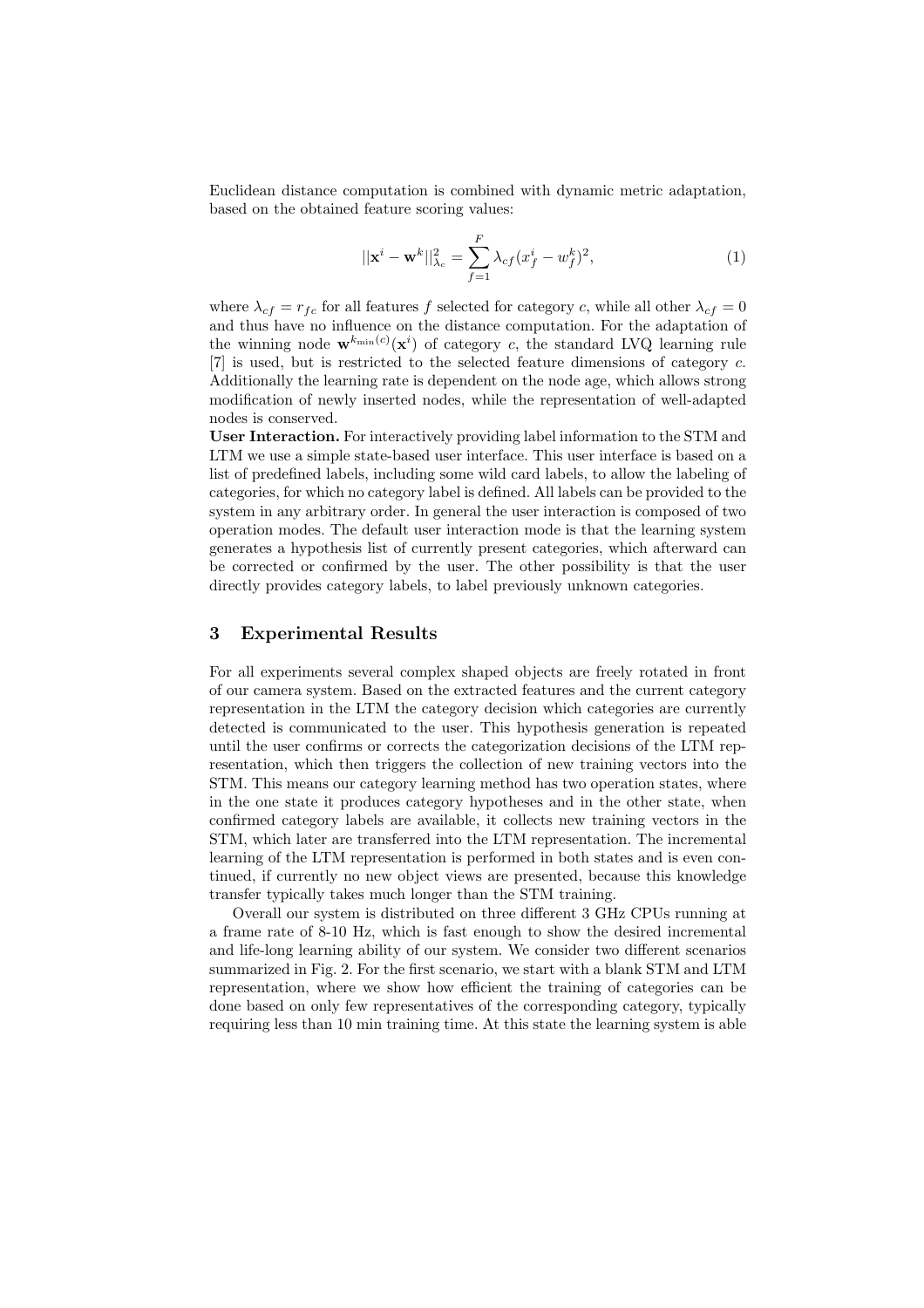Euclidean distance computation is combined with dynamic metric adaptation, based on the obtained feature scoring values:

$$||\mathbf{x}^i - \mathbf{w}^k||^2_{\lambda_c} = \sum_{f=1}^{F} \lambda_{cf}(x^i_f - w^k_f)^2, \tag{1}$$

where $\lambda_{cf} = r_{fc}$ for all features $f$ selected for category $c$, while all other $\lambda_{cf} = 0$ and thus have no influence on the distance computation. For the adaptation of the winning node $\mathbf{w}^{k_{\min}(c)}(\mathbf{x}^i)$ of category $c$, the standard LVQ learning rule [7] is used, but is restricted to the selected feature dimensions of category $c$. Additionally the learning rate is dependent on the node age, which allows strong modification of newly inserted nodes, while the representation of well-adapted nodes is conserved.

**User Interaction.** For interactively providing label information to the STM and LTM we use a simple state-based user interface. This user interface is based on a list of predefined labels, including some wild card labels, to allow the labeling of categories, for which no category label is defined. All labels can be provided to the system in any arbitrary order. In general the user interaction is composed of two operation modes. The default user interaction mode is that the learning system generates a hypothesis list of currently present categories, which afterward can be corrected or confirmed by the user. The other possibility is that the user directly provides category labels, to label previously unknown categories.

## 3 Experimental Results

For all experiments several complex shaped objects are freely rotated in front of our camera system. Based on the extracted features and the current category representation in the LTM the category decision which categories are currently detected is communicated to the user. This hypothesis generation is repeated until the user confirms or corrects the categorization decisions of the LTM representation, which then triggers the collection of new training vectors into the STM. This means our category learning method has two operation states, where in the one state it produces category hypotheses and in the other state, when confirmed category labels are available, it collects new training vectors in the STM, which later are transferred into the LTM representation. The incremental learning of the LTM representation is performed in both states and is even continued, if currently no new object views are presented, because this knowledge transfer typically takes much longer than the STM training.

Overall our system is distributed on three different 3 GHz CPUs running at a frame rate of 8-10 Hz, which is fast enough to show the desired incremental and life-long learning ability of our system. We consider two different scenarios summarized in Fig. 2. For the first scenario, we start with a blank STM and LTM representation, where we show how efficient the training of categories can be done based on only few representatives of the corresponding category, typically requiring less than 10 min training time. At this state the learning system is able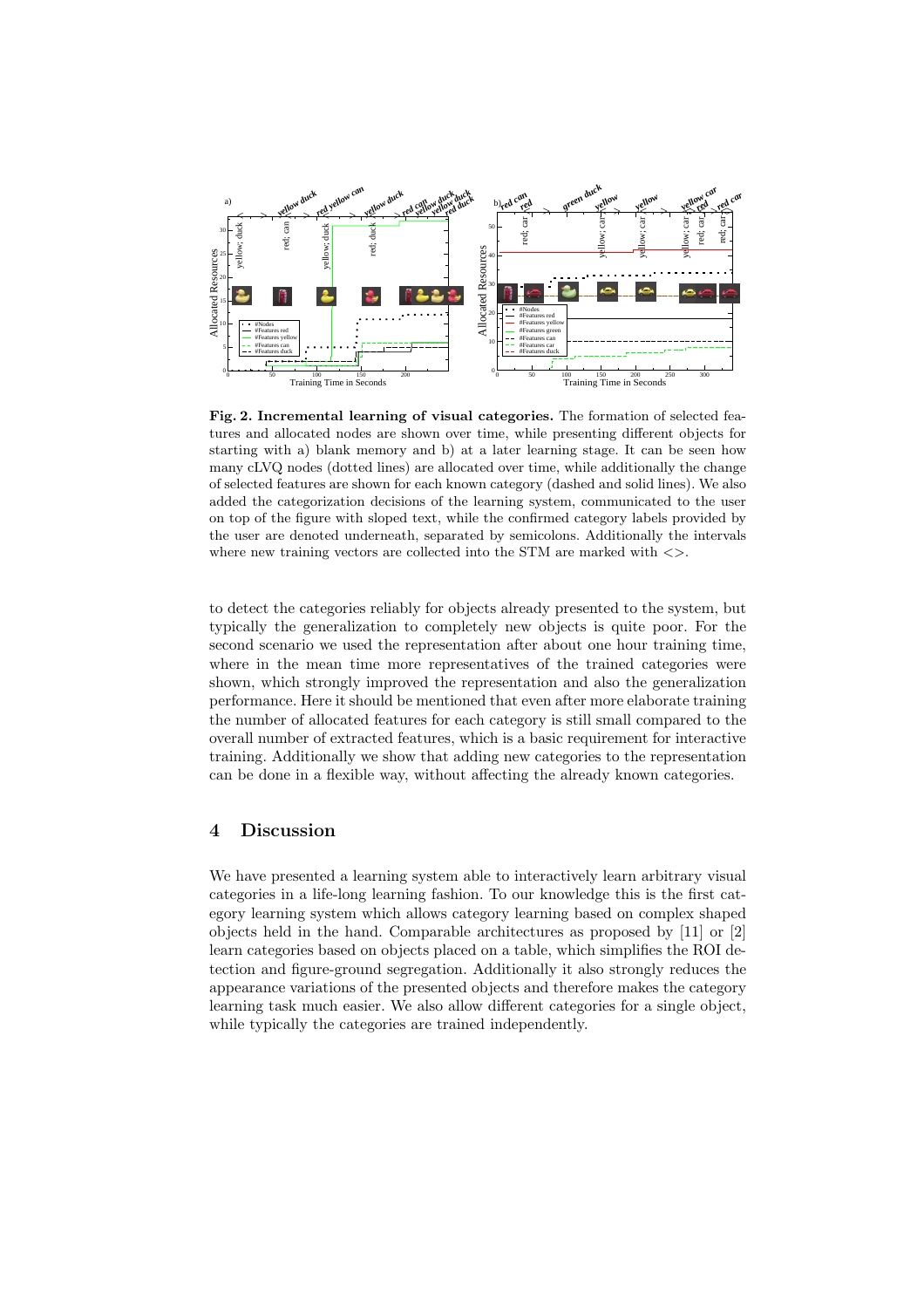a)

yellow duck, red yellow can, yellow duck, red can, yellow duck, yellow duck, red duck

yellow; duck, red; can, yellow; duck, red; duck

Allocated Resources

Training Time in Seconds

#Nodes
#Features red
#Features yellow
#Features can
#Features duck

b)

red can, red, green duck, yellow, yellow, yellow car, red, red car

red; car, yellow; car, yellow; car, yellow; car, red; car, red; car

Allocated Resources

Training Time in Seconds

#Nodes
#Features red
#Features yellow
#Features green
#Features can
#Features car
#Features duck

**Fig. 2. Incremental learning of visual categories.** The formation of selected features and allocated nodes are shown over time, while presenting different objects for starting with a) blank memory and b) at a later learning stage. It can be seen how many cLVQ nodes (dotted lines) are allocated over time, while additionally the change of selected features are shown for each known category (dashed and solid lines). We also added the categorization decisions of the learning system, communicated to the user on top of the figure with sloped text, while the confirmed category labels provided by the user are denoted underneath, separated by semicolons. Additionally the intervals where new training vectors are collected into the STM are marked with <>.

to detect the categories reliably for objects already presented to the system, but typically the generalization to completely new objects is quite poor. For the second scenario we used the representation after about one hour training time, where in the mean time more representatives of the trained categories were shown, which strongly improved the representation and also the generalization performance. Here it should be mentioned that even after more elaborate training the number of allocated features for each category is still small compared to the overall number of extracted features, which is a basic requirement for interactive training. Additionally we show that adding new categories to the representation can be done in a flexible way, without affecting the already known categories.

## 4 Discussion

We have presented a learning system able to interactively learn arbitrary visual categories in a life-long learning fashion. To our knowledge this is the first category learning system which allows category learning based on complex shaped objects held in the hand. Comparable architectures as proposed by [11] or [2] learn categories based on objects placed on a table, which simplifies the ROI detection and figure-ground segregation. Additionally it also strongly reduces the appearance variations of the presented objects and therefore makes the category learning task much easier. We also allow different categories for a single object, while typically the categories are trained independently.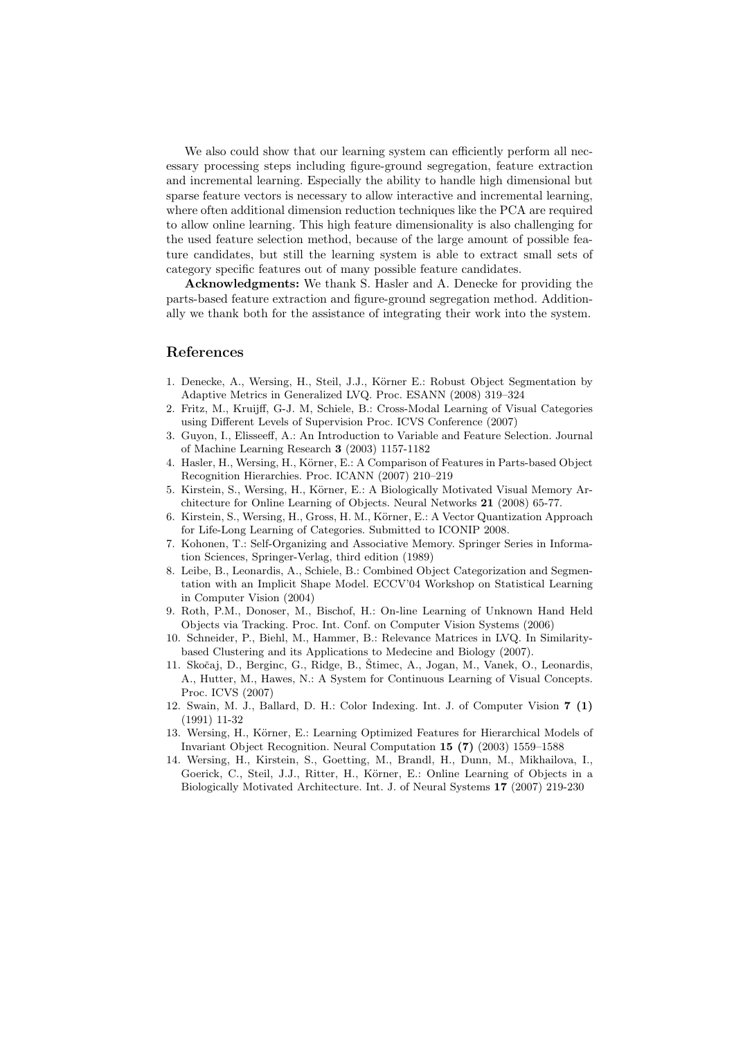We also could show that our learning system can efficiently perform all necessary processing steps including figure-ground segregation, feature extraction and incremental learning. Especially the ability to handle high dimensional but sparse feature vectors is necessary to allow interactive and incremental learning, where often additional dimension reduction techniques like the PCA are required to allow online learning. This high feature dimensionality is also challenging for the used feature selection method, because of the large amount of possible feature candidates, but still the learning system is able to extract small sets of category specific features out of many possible feature candidates.

**Acknowledgments:** We thank S. Hasler and A. Denecke for providing the parts-based feature extraction and figure-ground segregation method. Additionally we thank both for the assistance of integrating their work into the system.

## References

1. Denecke, A., Wersing, H., Steil, J.J., Körner E.: Robust Object Segmentation by Adaptive Metrics in Generalized LVQ. Proc. ESANN (2008) 319–324
2. Fritz, M., Kruijff, G-J. M, Schiele, B.: Cross-Modal Learning of Visual Categories using Different Levels of Supervision Proc. ICVS Conference (2007)
3. Guyon, I., Elisseeff, A.: An Introduction to Variable and Feature Selection. Journal of Machine Learning Research **3** (2003) 1157-1182
4. Hasler, H., Wersing, H., Körner, E.: A Comparison of Features in Parts-based Object Recognition Hierarchies. Proc. ICANN (2007) 210–219
5. Kirstein, S., Wersing, H., Körner, E.: A Biologically Motivated Visual Memory Architecture for Online Learning of Objects. Neural Networks **21** (2008) 65-77.
6. Kirstein, S., Wersing, H., Gross, H. M., Körner, E.: A Vector Quantization Approach for Life-Long Learning of Categories. Submitted to ICONIP 2008.
7. Kohonen, T.: Self-Organizing and Associative Memory. Springer Series in Information Sciences, Springer-Verlag, third edition (1989)
8. Leibe, B., Leonardis, A., Schiele, B.: Combined Object Categorization and Segmentation with an Implicit Shape Model. ECCV'04 Workshop on Statistical Learning in Computer Vision (2004)
9. Roth, P.M., Donoser, M., Bischof, H.: On-line Learning of Unknown Hand Held Objects via Tracking. Proc. Int. Conf. on Computer Vision Systems (2006)
10. Schneider, P., Biehl, M., Hammer, B.: Relevance Matrices in LVQ. In Similarity-based Clustering and its Applications to Medecine and Biology (2007).
11. Skočaj, D., Berginc, G., Ridge, B., Štimec, A., Jogan, M., Vanek, O., Leonardis, A., Hutter, M., Hawes, N.: A System for Continuous Learning of Visual Concepts. Proc. ICVS (2007)
12. Swain, M. J., Ballard, D. H.: Color Indexing. Int. J. of Computer Vision **7 (1)** (1991) 11-32
13. Wersing, H., Körner, E.: Learning Optimized Features for Hierarchical Models of Invariant Object Recognition. Neural Computation **15 (7)** (2003) 1559–1588
14. Wersing, H., Kirstein, S., Goetting, M., Brandl, H., Dunn, M., Mikhailova, I., Goerick, C., Steil, J.J., Ritter, H., Körner, E.: Online Learning of Objects in a Biologically Motivated Architecture. Int. J. of Neural Systems **17** (2007) 219-230